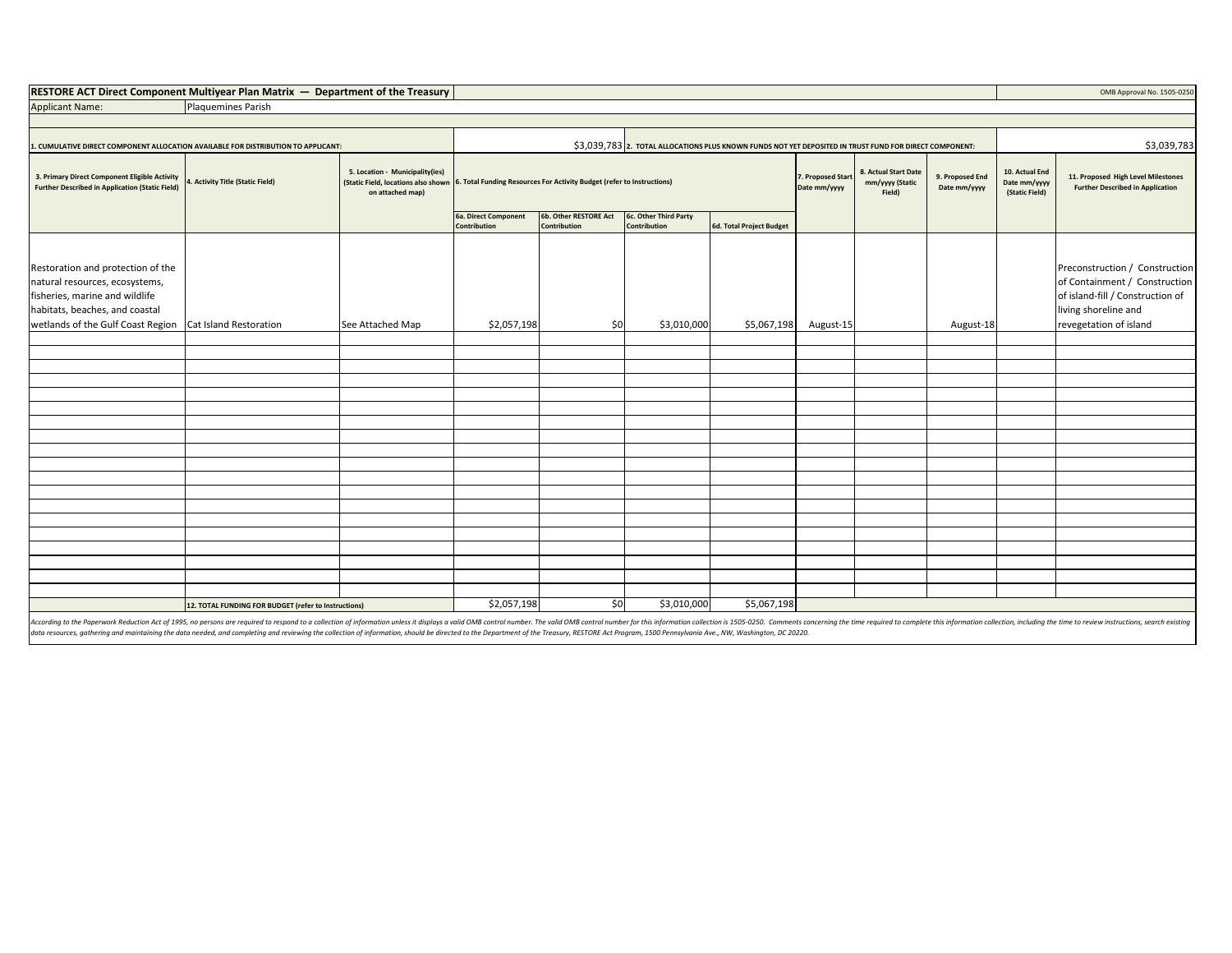**RESTORE ACT Direct Component Multiyear Plan Matrix — Department of the Treasury**

OMB Approval No. 1505-0250

Applicant Name: Plaquemines Parish

1. CUMULATIVE DIRECT COMPONENT ALLOCATION AVAILABLE FOR DISTRIBUTION TO APPLICANT: $3,039,783

2. TOTAL ALLOCATIONS PLUS KNOWN FUNDS NOT YET DEPOSITED IN TRUST FUND FOR DIRECT COMPONENT: $3,039,783

| 3. Primary Direct Component Eligible Activity Further Described in Application (Static Field) | 4. Activity Title (Static Field) | 5. Location - Municipality(ies) (Static Field, locations also shown on attached map) | 6. Total Funding Resources For Activity Budget (refer to Instructions) | | | | 7. Proposed Start Date mm/yyyy | 8. Actual Start Date mm/yyyy (Static Field) | 9. Proposed End Date mm/yyyy | 10. Actual End Date mm/yyyy (Static Field) | 11. Proposed High Level Milestones Further Described in Application |
|---|---|---|---|---|---|---|---|---|---|---|---|
| | | | 6a. Direct Component Contribution | 6b. Other RESTORE Act Contribution | 6c. Other Third Party Contribution | 6d. Total Project Budget | | | | | |
| Restoration and protection of the natural resources, ecosystems, fisheries, marine and wildlife habitats, beaches, and coastal wetlands of the Gulf Coast Region | Cat Island Restoration | See Attached Map | $2,057,198 | $0 | $3,010,000 | $5,067,198 | August-15 | | August-18 | | Preconstruction / Construction of Containment / Construction of island-fill / Construction of living shoreline and revegetation of island |
| | 12. TOTAL FUNDING FOR BUDGET (refer to Instructions) | | $2,057,198 | $0 | $3,010,000 | $5,067,198 | | | | | |

*According to the Paperwork Reduction Act of 1995, no persons are required to respond to a collection of information unless it displays a valid OMB control number. The valid OMB control number for this information collection is 1505-0250. Comments concerning the time required to complete this information collection, including the time to review instructions, search existing data resources, gathering and maintaining the data needed, and completing and reviewing the collection of information, should be directed to the Department of the Treasury, RESTORE Act Program, 1500 Pennsylvania Ave., NW, Washington, DC 20220.*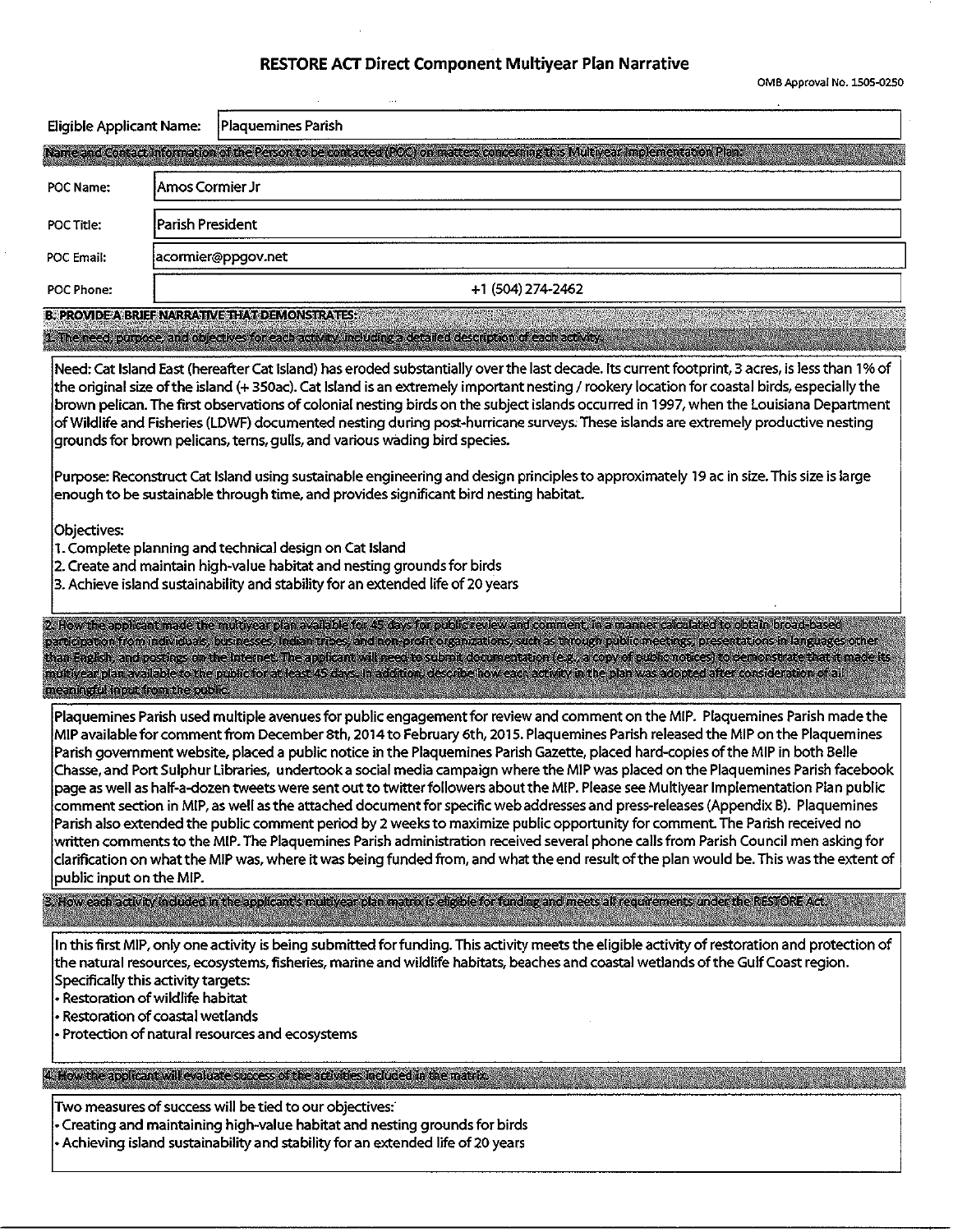# RESTORE ACT Direct Component Multiyear Plan Narrative

OMB Approval No. 1505-0250

**Eligible Applicant Name:** Plaquemines Parish

**Name and Contact Information of the Person to be contacted (POC) on matters concerning this Multiyear Implementation Plan:**

| | |
|---|---|
| POC Name: | Amos Cormier Jr |
| POC Title: | Parish President |
| POC Email: | acormier@ppgov.net |
| POC Phone: | +1 (504) 274-2462 |

## B. PROVIDE A BRIEF NARRATIVE THAT DEMONSTRATES:

### 1. The need, purpose, and objectives for each activity, including a detailed description of each activity.

Need: Cat Island East (hereafter Cat Island) has eroded substantially over the last decade. Its current footprint, 3 acres, is less than 1% of the original size of the island (+ 350ac). Cat Island is an extremely important nesting / rookery location for coastal birds, especially the brown pelican. The first observations of colonial nesting birds on the subject islands occurred in 1997, when the Louisiana Department of Wildlife and Fisheries (LDWF) documented nesting during post-hurricane surveys. These islands are extremely productive nesting grounds for brown pelicans, terns, gulls, and various wading bird species.

Purpose: Reconstruct Cat Island using sustainable engineering and design principles to approximately 19 ac in size. This size is large enough to be sustainable through time, and provides significant bird nesting habitat.

Objectives:

1. Complete planning and technical design on Cat Island
2. Create and maintain high-value habitat and nesting grounds for birds
3. Achieve island sustainability and stability for an extended life of 20 years

### 2. How the applicant made the multiyear plan available for 45 days for public review and comment, in a manner calculated to obtain broad-based participation from individuals, businesses, Indian tribes, and non-profit organizations, such as through public meetings, presentations in languages other than English, and postings on the Internet. The applicant will need to submit documentation (e.g., a copy of public notices) to demonstrate that it made its multiyear plan available to the public for at least 45 days. In addition, describe how each activity in the plan was adopted after consideration of all meaningful input from the public.

Plaquemines Parish used multiple avenues for public engagement for review and comment on the MIP. Plaquemines Parish made the MIP available for comment from December 8th, 2014 to February 6th, 2015. Plaquemines Parish released the MIP on the Plaquemines Parish government website, placed a public notice in the Plaquemines Parish Gazette, placed hard-copies of the MIP in both Belle Chasse, and Port Sulphur Libraries, undertook a social media campaign where the MIP was placed on the Plaquemines Parish facebook page as well as half-a-dozen tweets were sent out to twitter followers about the MIP. Please see Multiyear Implementation Plan public comment section in MIP, as well as the attached document for specific web addresses and press-releases (Appendix B). Plaquemines Parish also extended the public comment period by 2 weeks to maximize public opportunity for comment. The Parish received no written comments to the MIP. The Plaquemines Parish administration received several phone calls from Parish Council men asking for clarification on what the MIP was, where it was being funded from, and what the end result of the plan would be. This was the extent of public input on the MIP.

### 3. How each activity included in the applicant's multiyear plan matrix is eligible for funding and meets all requirements under the RESTORE Act.

In this first MIP, only one activity is being submitted for funding. This activity meets the eligible activity of restoration and protection of the natural resources, ecosystems, fisheries, marine and wildlife habitats, beaches and coastal wetlands of the Gulf Coast region. Specifically this activity targets:

- Restoration of wildlife habitat
- Restoration of coastal wetlands
- Protection of natural resources and ecosystems

### 4. How the applicant will evaluate success of the activities included in the matrix.

Two measures of success will be tied to our objectives:

- Creating and maintaining high-value habitat and nesting grounds for birds
- Achieving island sustainability and stability for an extended life of 20 years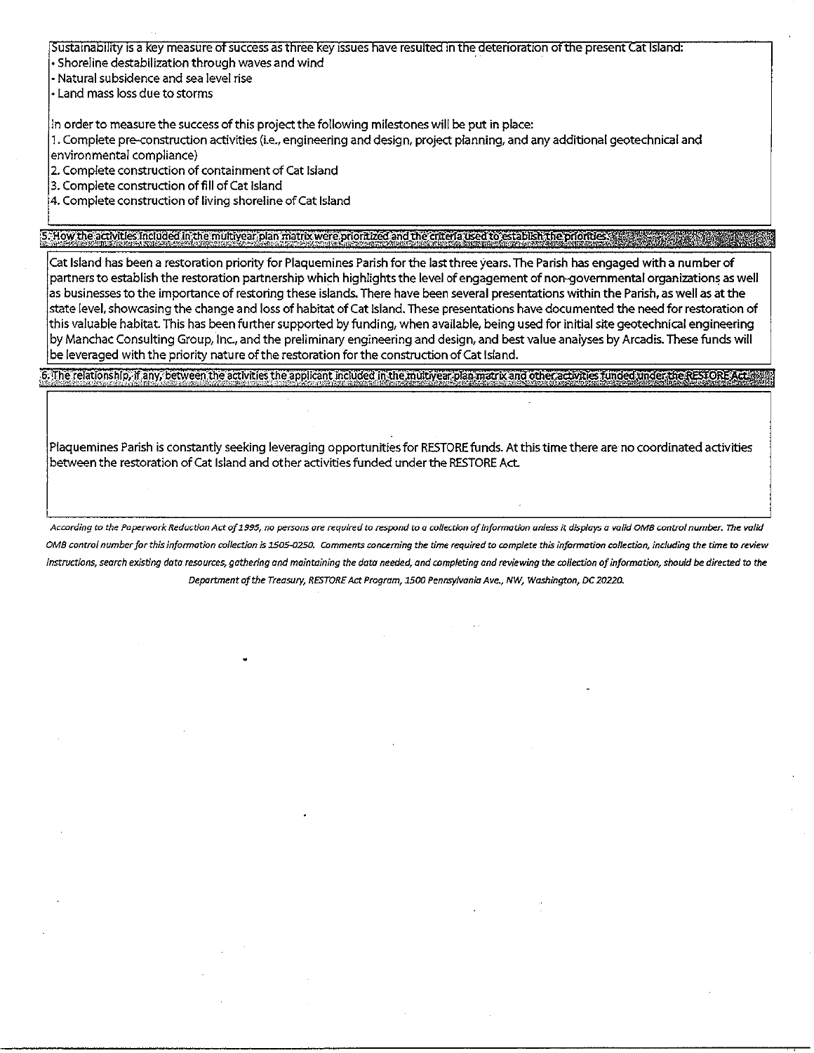Sustainability is a key measure of success as three key issues have resulted in the deterioration of the present Cat Island:

- Shoreline destabilization through waves and wind
- Natural subsidence and sea level rise
- Land mass loss due to storms

In order to measure the success of this project the following milestones will be put in place:

1. Complete pre-construction activities (i.e., engineering and design, project planning, and any additional geotechnical and environmental compliance)
2. Complete construction of containment of Cat Island
3. Complete construction of fill of Cat Island
4. Complete construction of living shoreline of Cat Island

**5. How the activities included in the multiyear plan matrix were prioritized and the criteria used to establish the priorities.**

Cat Island has been a restoration priority for Plaquemines Parish for the last three years. The Parish has engaged with a number of partners to establish the restoration partnership which highlights the level of engagement of non-governmental organizations as well as businesses to the importance of restoring these islands. There have been several presentations within the Parish, as well as at the state level, showcasing the change and loss of habitat of Cat Island. These presentations have documented the need for restoration of this valuable habitat. This has been further supported by funding, when available, being used for initial site geotechnical engineering by Manchac Consulting Group, Inc., and the preliminary engineering and design, and best value analyses by Arcadis. These funds will be leveraged with the priority nature of the restoration for the construction of Cat Island.

**6. The relationship, if any, between the activities the applicant included in the multiyear plan matrix and other activities funded under the RESTORE Act.**

Plaquemines Parish is constantly seeking leveraging opportunities for RESTORE funds. At this time there are no coordinated activities between the restoration of Cat Island and other activities funded under the RESTORE Act.

*According to the Paperwork Reduction Act of 1995, no persons are required to respond to a collection of information unless it displays a valid OMB control number. The valid OMB control number for this information collection is 1505-0250. Comments concerning the time required to complete this information collection, including the time to review instructions, search existing data resources, gathering and maintaining the data needed, and completing and reviewing the collection of information, should be directed to the Department of the Treasury, RESTORE Act Program, 1500 Pennsylvania Ave., NW, Washington, DC 20220.*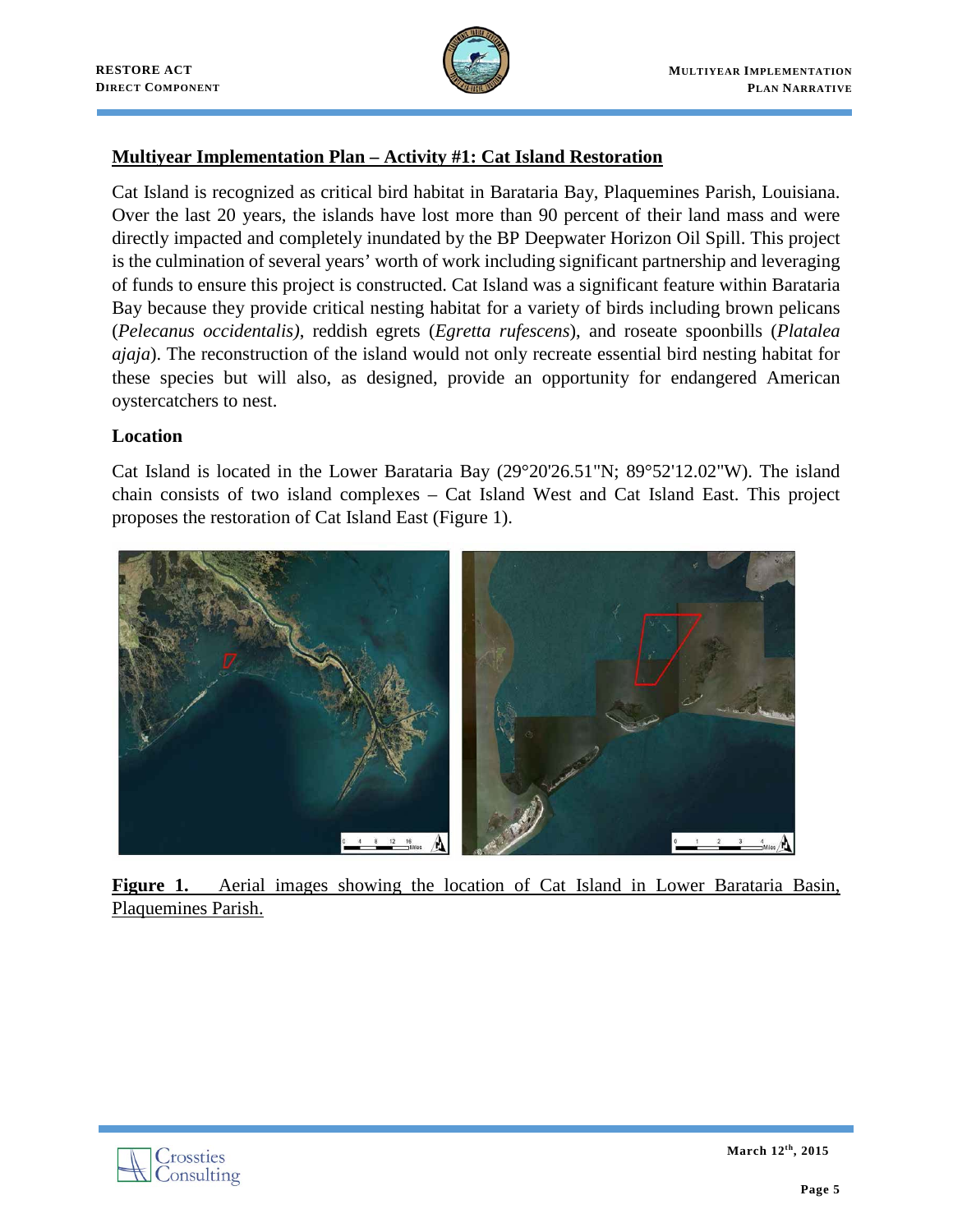## Multiyear Implementation Plan – Activity #1: Cat Island Restoration

Cat Island is recognized as critical bird habitat in Barataria Bay, Plaquemines Parish, Louisiana. Over the last 20 years, the islands have lost more than 90 percent of their land mass and were directly impacted and completely inundated by the BP Deepwater Horizon Oil Spill. This project is the culmination of several years' worth of work including significant partnership and leveraging of funds to ensure this project is constructed. Cat Island was a significant feature within Barataria Bay because they provide critical nesting habitat for a variety of birds including brown pelicans (*Pelecanus occidentalis)*, reddish egrets (*Egretta rufescens*), and roseate spoonbills (*Platalea ajaja*). The reconstruction of the island would not only recreate essential bird nesting habitat for these species but will also, as designed, provide an opportunity for endangered American oystercatchers to nest.

### Location

Cat Island is located in the Lower Barataria Bay (29°20'26.51"N; 89°52'12.02"W). The island chain consists of two island complexes – Cat Island West and Cat Island East. This project proposes the restoration of Cat Island East (Figure 1).

**Figure 1.** Aerial images showing the location of Cat Island in Lower Barataria Basin, Plaquemines Parish.